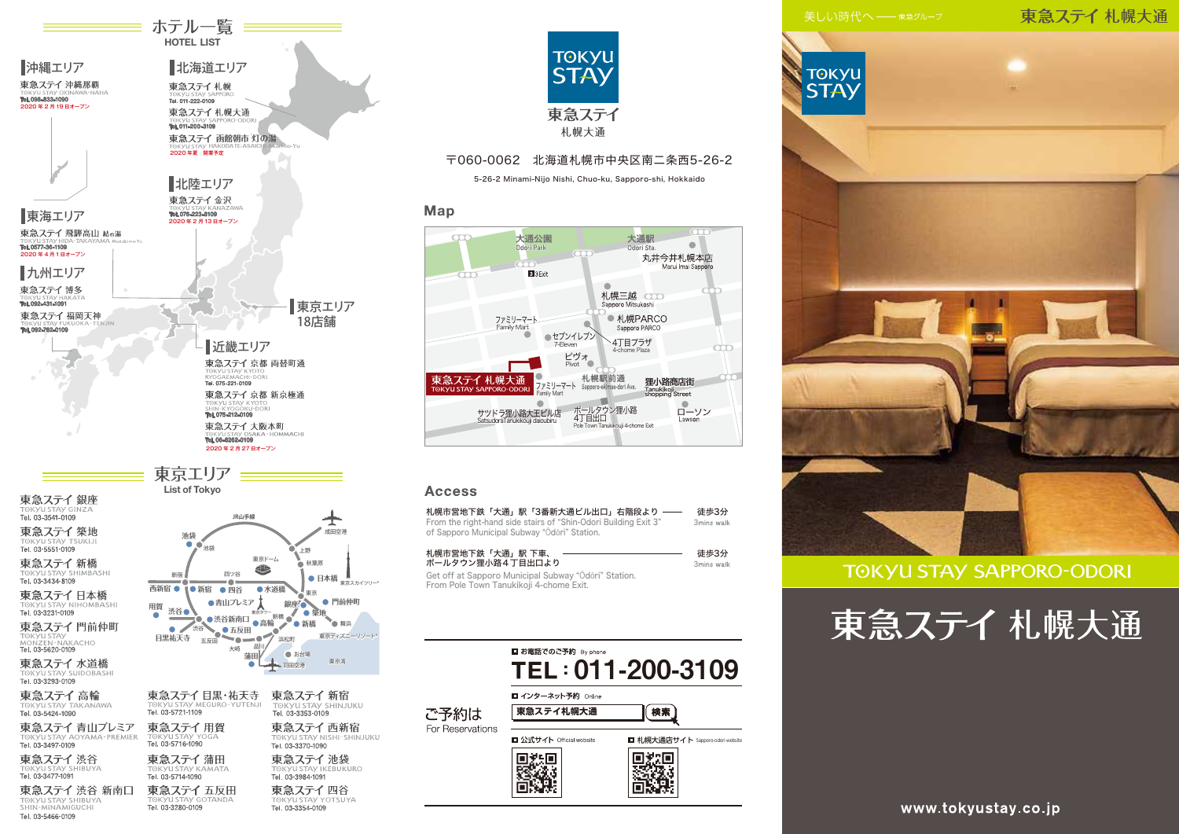# ホテル一覧
HOTEL LIST

## 沖縄エリア

東急ステイ 沖縄那覇
TOKYU STAY OKINAWA-NAHA
Tel. 098-833-1090
2020年2月19日オープン

## 北海道エリア

東急ステイ 札幌
TOKYU STAY SAPPORO
Tel. 011-222-0109

東急ステイ 札幌大通
TOKYU STAY SAPPORO-ODORI
Tel. 011-200-3109

東急ステイ 函館朝市 灯の湯
TOKYU STAY HAKODATE-ASAICHI Akari-no-Yu
2020年夏 開業予定

## 北陸エリア

東急ステイ 金沢
TOKYU STAY KANAZAWA
Tel. 076-223-8109
2020年2月13日オープン

## 東海エリア

東急ステイ 飛騨高山 結の湯
TOKYU STAY HIDA-TAKAYAMA Musubi-no-Yu
Tel. 0577-36-1109
2020年4月1日オープン

## 九州エリア

東急ステイ 博多
TOKYU STAY HAKATA
Tel. 092-431-1091

東急ステイ 福岡天神
TOKYU STAY FUKUOKA-TENJIN
Tel. 092-752-0109

## 東京エリア
18店舗

## 近畿エリア

東急ステイ 京都 両替町通
TOKYU STAY KYOTO RYOGAEMACHI-DORI
Tel. 075-221-0109

東急ステイ 京都 新京極通
TOKYU STAY KYOTO SHIN-KYOGOKU-DORI
Tel. 075-212-0109

東急ステイ 大阪本町
TOKYU STAY OSAKA-HOMMACHI
Tel. 06-6262-0109
2020年2月27日オープン

# 東京エリア
List of Tokyo

東急ステイ 銀座
TOKYU STAY GINZA
Tel. 03-3541-0109

東急ステイ 築地
TOKYU STAY TSUKIJI
Tel. 03-5551-0109

東急ステイ 新橋
TOKYU STAY SHIMBASHI
Tel. 03-3434-8109

東急ステイ 日本橋
TOKYU STAY NIHOMBASHI
Tel. 03-3231-0109

東急ステイ 門前仲町
TOKYU STAY MONZEN-NAKACHO
Tel. 03-5620-0109

東急ステイ 水道橋
TOKYU STAY SUIDOBASHI
Tel. 03-3293-0109

東急ステイ 高輪
TOKYU STAY TAKANAWA
Tel. 03-5424-1090

東急ステイ 青山プレミア
TOKYU STAY AOYAMA-PREMIER
Tel. 03-3497-0109

東急ステイ 渋谷
TOKYU STAY SHIBUYA
Tel. 03-3477-1091

東急ステイ 渋谷 新南口
TOKYU STAY SHIBUYA SHIN-MINAMIGUCHI
Tel. 03-5466-0109

東急ステイ 目黒・祐天寺
TOKYU STAY MEGURO-YUTENJI
Tel. 03-5721-1109

東急ステイ 用賀
TOKYU STAY YOGA
Tel. 03-5716-1090

東急ステイ 蒲田
TOKYU STAY KAMATA
Tel. 03-5714-1090

東急ステイ 五反田
TOKYU STAY GOTANDA
Tel. 03-3280-0109

東急ステイ 新宿
TOKYU STAY SHINJUKU
Tel. 03-3353-0109

東急ステイ 西新宿
TOKYU STAY NISHI-SHINJUKU
Tel. 03-3370-1090

東急ステイ 池袋
TOKYU STAY IKEBUKURO
Tel. 03-3984-1091

東急ステイ 四谷
TOKYU STAY YOTSUYA
Tel. 03-3354-0109

---

TOKYU STAY
東急ステイ
札幌大通

〒060-0062　北海道札幌市中央区南二条西5-26-2

5-26-2 Minami-Nijo Nishi, Chuo-ku, Sapporo-shi, Hokkaido

## Map

## Access

札幌市営地下鉄「大通」駅「3番新大通ビル出口」右階段より —— 徒歩3分
From the right-hand side stairs of "Shin-Odori Building Exit 3" of Sapporo Municipal Subway "Ōdōri" Station. — 3mins walk

札幌市営地下鉄「大通」駅 下車、ポールタウン狸小路4丁目出口より —— 徒歩3分
Get off at Sapporo Municipal Subway "Ōdōri" Station. From Pole Town Tanukikoji 4-chome Exit. — 3mins walk

## ご予約は
For Reservations

■ お電話でのご予約 By phone
**TEL：011-200-3109**

■ インターネット予約 Online
東急ステイ札幌大通 [検索]

■ 公式サイト Official website
■ 札幌大通店サイト Sapporo-odori website

---

美しい時代へ —— 東急グループ

東急ステイ 札幌大通

TOKYU STAY SAPPORO-ODORI

# 東急ステイ 札幌大通

www.tokyustay.co.jp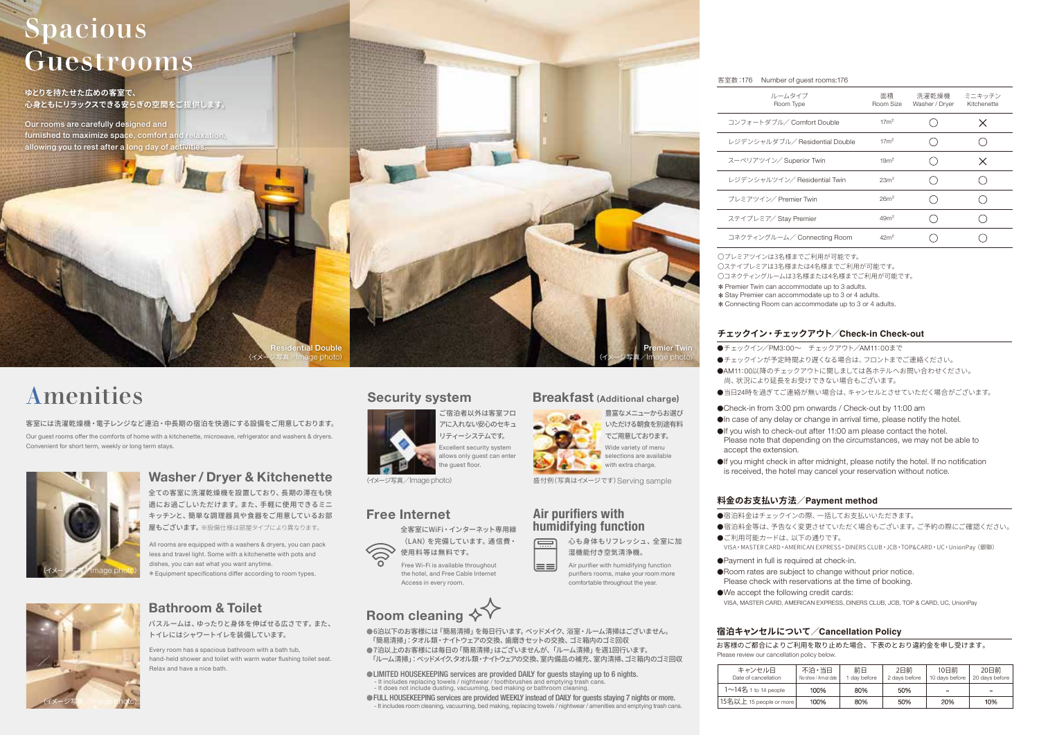# Spacious Guestrooms

ゆとりを持たせた広めの客室で、
心身ともにリラックスできる安らぎの空間をご提供します。

Our rooms are carefully designed and furnished to maximize space, comfort and relaxation, allowing you to rest after a long day of activities.

Residential Double
（イメージ写真／Image photo）

Premier Twin
（イメージ写真／Image photo）

客室数：176　Number of guest rooms:176

| ルームタイプ Room Type | 面積 Room Size | 洗濯乾燥機 Washer / Dryer | ミニキッチン Kitchenette |
|---|---|---|---|
| コンフォートダブル／Comfort Double | 17m² | ○ | × |
| レジデンシャルダブル／Residential Double | 17m² | ○ | ○ |
| スーペリアツイン／Superior Twin | 19m² | ○ | × |
| レジデンシャルツイン／Residential Twin | 23m² | ○ | ○ |
| プレミアツイン／Premier Twin | 26m² | ○ | ○ |
| ステイプレミア／Stay Premier | 49m² | ○ | ○ |
| コネクティングルーム／Connecting Room | 42m² | ○ | ○ |

○プレミアツインは3名様までご利用が可能です。
○ステイプレミアは3名様または4名様までご利用が可能です。
○コネクティングルームは3名様または4名様までご利用が可能です。
* Premier Twin can accommodate up to 3 adults.
* Stay Premier can accommodate up to 3 or 4 adults.
* Connecting Room can accommodate up to 3 or 4 adults.

# Amenities

客室には洗濯乾燥機・電子レンジなど連泊・中長期の宿泊を快適にする設備をご用意しております。

Our guest rooms offer the comforts of home with a kitchenette, microwave, refrigerator and washers & dryers. Convenient for short term, weekly or long term stays.

## Washer / Dryer & Kitchenette

全ての客室に洗濯乾燥機を設置しており、長期の滞在も快適にお過ごしいただけます。また、手軽に使用できるミニキッチンと、簡単な調理器具や食器をご用意しているお部屋もございます。※設備仕様は部屋タイプにより異なります。

All rooms are equipped with a washers & dryers, you can pack less and travel light. Some with a kitchenette with pots and dishes, you can eat what you want anytime.
* Equipment specifications differ according to room types.

（イメージ写真／Image photo）

## Bathroom & Toilet

バスルームは、ゆったりと身体を伸ばせる広さです。また、トイレにはシャワートイレを装備しています。

Every room has a spacious bathroom with a bath tub, hand-held shower and toilet with warm water flushing toilet seat. Relax and have a nice bath.

（イメージ写真／Image photo）

## Security system

ご宿泊者以外は客室フロアに入れない安心のセキュリティーシステムです。

Excellent security system allows only guest can enter the guest floor.

（イメージ写真／Image photo）

## Breakfast (Additional charge)

豊富なメニューからお選びいただける朝食を別途有料でご用意しております。

Wide variety of menu selections are available with extra charge.

盛付例（写真はイメージです）Serving sample

## Free Internet

全客室にWiFi・インターネット専用線（LAN）を完備しています。通信費・使用料等は無料です。

Free Wi-Fi is available throughout the hotel, and Free Cable Internet Access in every room.

## Air purifiers with humidifying function

心も身体もリフレッシュ、全室に加湿機能付き空気清浄機。

Air purifier with humidifying function purifiers rooms, make your room more comfortable throughout the year.

## Room cleaning

●6泊以下のお客様には「簡易清掃」を毎日行います。ベッドメイク、浴室・ルーム清掃はございません。
「簡易清掃」：タオル類・ナイトウェアの交換、歯磨きセットの交換、ゴミ箱内のゴミ回収
●7泊以上のお客様には毎日の「簡易清掃」はございませんが、「ルーム清掃」を週1回行います。
「ルーム清掃」：ベッドメイク、タオル類・ナイトウェアの交換、室内備品の補充、室内清掃、ゴミ箱内のゴミ回収

●LIMITED HOUSEKEEPING services are provided DAILY for guests staying up to 6 nights.
- It includes replacing towels / nightwear / toothbrushes and emptying trash cans.
- It does not include dusting, vacuuming, bed making or bathroom cleaning.
●FULL HOUSEKEEPING services are provided WEEKLY instead of DAILY for guests staying 7 nights or more.
- It includes room cleaning, vacuuming, bed making, replacing towels / nightwear / amenities and emptying trash cans.

## チェックイン・チェックアウト／Check-in Check-out

●チェックイン／PM3:00～　チェックアウト／AM11:00まで
●チェックインが予定時間より遅くなる場合は、フロントまでご連絡ください。
●AM11:00以降のチェックアウトに関しましては各ホテルへお問い合わせください。
尚、状況により延長をお受けできない場合もございます。
●当日24時を過ぎてご連絡が無い場合は、キャンセルとさせていただく場合がございます。

●Check-in from 3:00 pm onwards / Check-out by 11:00 am
●In case of any delay or change in arrival time, please notify the hotel.
●If you wish to check-out after 11:00 am please contact the hotel.
Please note that depending on the circumstances, we may not be able to accept the extension.
●If you might check in after midnight, please notify the hotel. If no notification is received, the hotel may cancel your reservation without notice.

## 料金のお支払方法／Payment method

●宿泊料金はチェックインの際、一括してお支払いいただきます。
●宿泊料金等は、予告なく変更させていただく場合もございます。ご予約の際にご確認ください。
●ご利用可能カードは、以下の通りです。
VISA・MASTER CARD・AMERICAN EXPRESS・DINERS CLUB・JCB・TOP&CARD・UC・UnionPay（銀聯）

●Payment in full is required at check-in.
●Room rates are subject to change without prior notice.
Please check with reservations at the time of booking.
●We accept the following credit cards:
VISA, MASTER CARD, AMERICAN EXPRESS, DINERS CLUB, JCB, TOP & CARD, UC, UnionPay

## 宿泊キャンセルについて／Cancellation Policy

お客様のご都合によりご利用を取り止めた場合、下表のとおり違約金を申し受けます。
Please review our cancellation policy below.

| キャンセル日 Date of cancellation | 不泊・当日 No-show / Arrival date | 前日 1 day before | 2日前 2 days before | 10日前 10 days before | 20日前 20 days before |
|---|---|---|---|---|---|
| 1～14名 1 to 14 people | 100% | 80% | 50% | – | – |
| 15名以上 15 people or more | 100% | 80% | 50% | 20% | 10% |